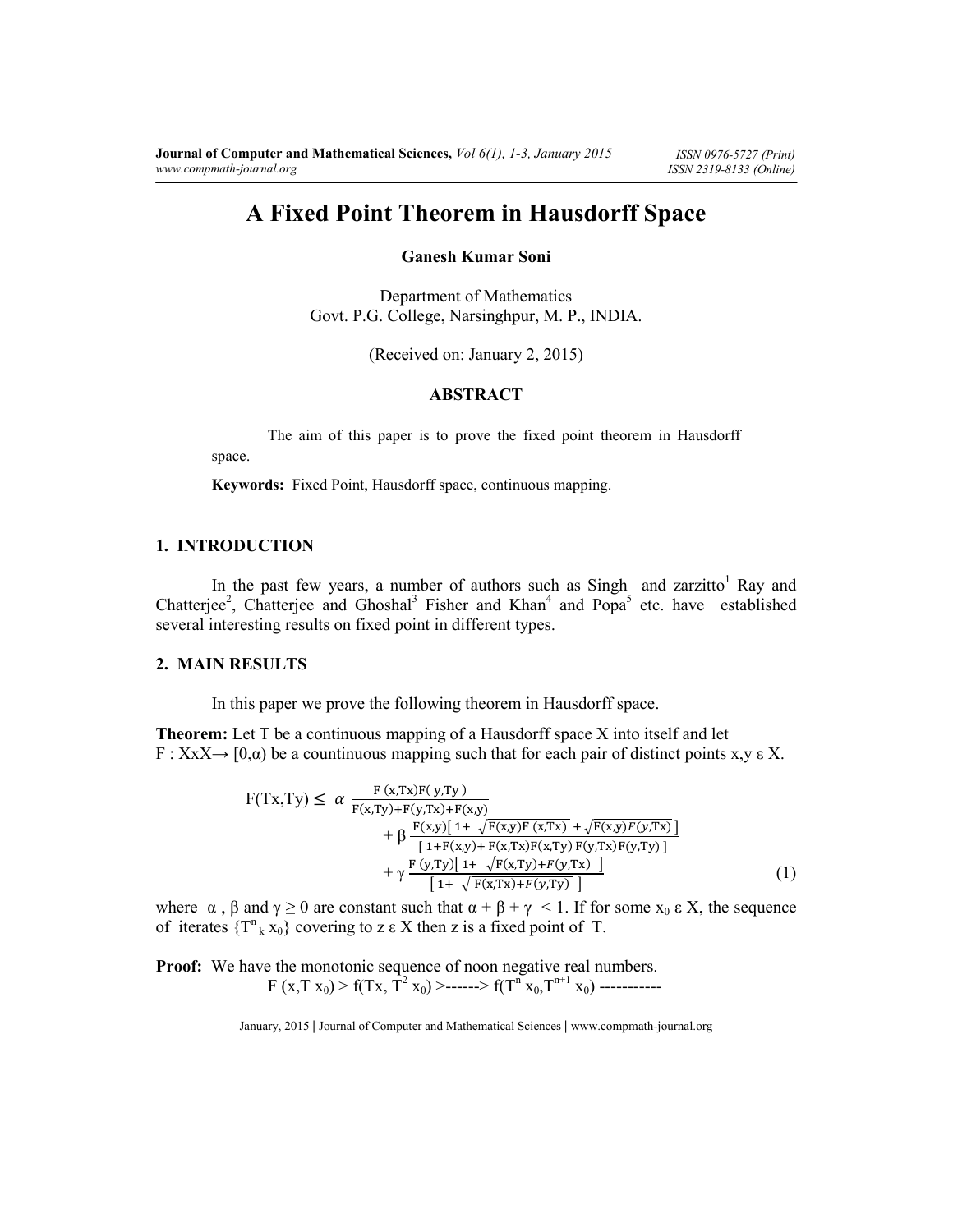# A Fixed Point Theorem in Hausdorff Space

**Ganesh Kumar Soni**

Department of Mathematics
Govt. P.G. College, Narsinghpur, M. P., INDIA.

(Received on: January 2, 2015)

## ABSTRACT

The aim of this paper is to prove the fixed point theorem in Hausdorff space.

**Keywords:** Fixed Point, Hausdorff space, continuous mapping.

## 1. INTRODUCTION

In the past few years, a number of authors such as Singh and zarzitto[1] Ray and Chatterjee[2], Chatterjee and Ghoshal[3] Fisher and Khan[4] and Popa[5] etc. have established several interesting results on fixed point in different types.

## 2. MAIN RESULTS

In this paper we prove the following theorem in Hausdorff space.

**Theorem:** Let T be a continuous mapping of a Hausdorff space X into itself and let $F : XxX \rightarrow [0,\alpha)$ be a countinuous mapping such that for each pair of distinct points x,y ε X.

$$F(Tx,Ty) \leq \alpha \frac{F(x,Tx)F(y,Ty)}{F(x,Ty)+F(y,Tx)+F(x,y)} + \beta \frac{F(x,y)[1+\sqrt{F(x,y)F(x,Tx)}+\sqrt{F(x,y)F(y,Tx)}]}{[1+F(x,y)+F(x,Tx)F(x,Ty)F(y,Tx)F(y,Ty)]} + \gamma \frac{F(y,Ty)[1+\sqrt{F(x,Ty)+F(y,Tx)}]}{[1+\sqrt{F(x,Tx)+F(y,Ty)}]} \tag{1}$$

where α , β and γ ≥ 0 are constant such that α + β + γ < 1. If for some $x_0$ ε X, the sequence of iterates $\{T^n{}_k x_0\}$ covering to z ε X then z is a fixed point of T.

**Proof:** We have the monotonic sequence of noon non negative real numbers.

$$F(x,T x_0) > f(Tx, T^2 x_0) > \text{------}> f(T^n x_0,T^{n+1} x_0) \text{-----------}$$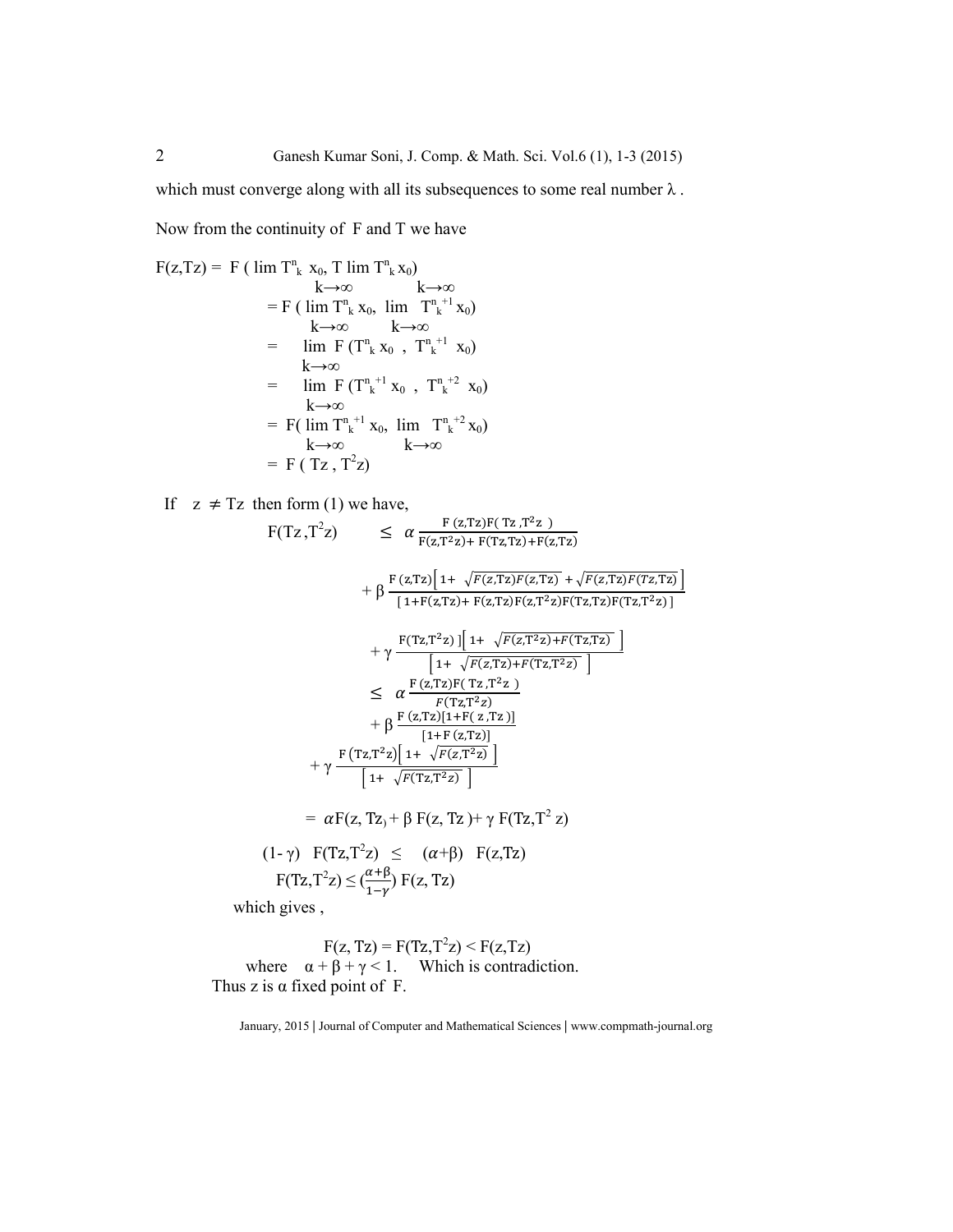which must converge along with all its subsequences to some real number $\lambda$ .

Now from the continuity of F and T we have

$$
\begin{aligned}
F(z,Tz) &= F(\lim_{k\to\infty} T^{n_k} x_0, T \lim_{k\to\infty} T^{n_k} x_0) \\
&= F(\lim_{k\to\infty} T^{n_k} x_0, \lim_{k\to\infty} T^{n_k+1} x_0) \\
&= \lim_{k\to\infty} F(T^{n_k} x_0 , T^{n_k+1} x_0) \\
&= \lim_{k\to\infty} F(T^{n_k+1} x_0 , T^{n_k+2} x_0) \\
&= F(\lim_{k\to\infty} T^{n_k+1} x_0, \lim_{k\to\infty} T^{n_k+2} x_0) \\
&= F(Tz , T^2 z)
\end{aligned}
$$

If $z \neq Tz$ then form (1) we have,

$$
\begin{aligned}
F(Tz ,T^2z) \quad &\leq \alpha \frac{F(z,Tz)F(Tz,T^2z)}{F(z,T^2z)+F(Tz,Tz)+F(z,Tz)} \\
&+ \beta \frac{F(z,Tz)\left[1+\sqrt{F(z,Tz)F(z,Tz)}+\sqrt{F(z,Tz)F(Tz,Tz)}\right]}{\left[1+F(z,Tz)+F(z,Tz)F(z,T^2z)F(Tz,Tz)F(Tz,T^2z)\right]} \\
&+ \gamma \frac{F(Tz,T^2z)]\left[1+\sqrt{F(z,T^2z)+F(Tz,Tz)}\right]}{\left[1+\sqrt{F(z,Tz)+F(Tz,T^2z)}\right]} \\
&\leq \alpha \frac{F(z,Tz)F(Tz,T^2z)}{F(Tz,T^2z)} \\
&+ \beta \frac{F(z,Tz)[1+F(z,Tz)]}{[1+F(z,Tz)]} \\
&+ \gamma \frac{F(Tz,T^2z)\left[1+\sqrt{F(z,T^2z)}\right]}{\left[1+\sqrt{F(Tz,T^2z)}\right]} \\
&= \alpha F(z, Tz) + \beta F(z, Tz) + \gamma F(Tz,T^2 z)
\end{aligned}
$$

$$(1-\gamma) \quad F(Tz,T^2z) \leq (\alpha+\beta) \quad F(z,Tz)$$

$$F(Tz,T^2z) \leq \left(\frac{\alpha+\beta}{1-\gamma}\right) F(z, Tz)$$

which gives ,

$$F(z, Tz) = F(Tz,T^2z) < F(z,Tz)$$

where $\alpha + \beta + \gamma < 1$. Which is contradiction.

Thus z is $\alpha$ fixed point of F.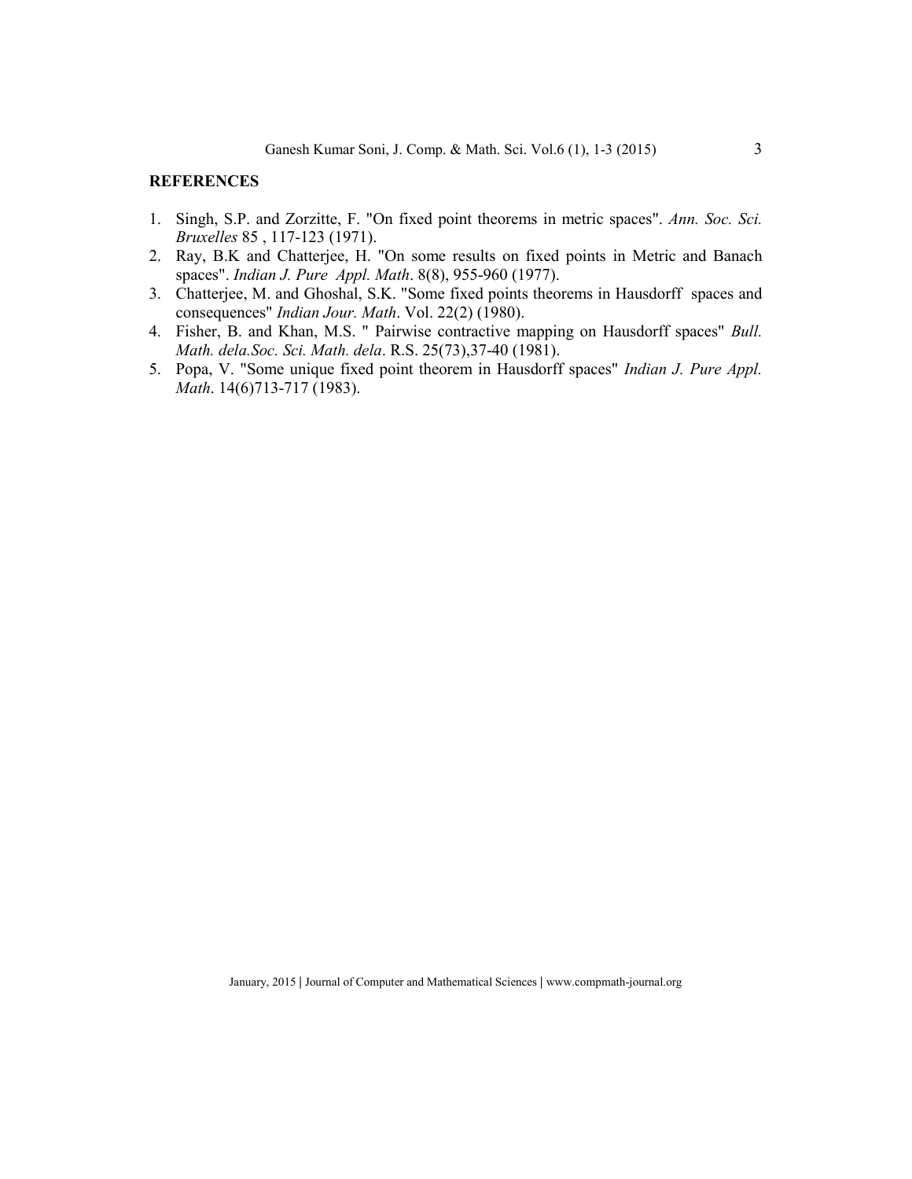## REFERENCES

1. Singh, S.P. and Zorzitte, F. "On fixed point theorems in metric spaces". *Ann. Soc. Sci. Bruxelles* 85 , 117-123 (1971).
2. Ray, B.K and Chatterjee, H. "On some results on fixed points in Metric and Banach spaces". *Indian J. Pure Appl. Math*. 8(8), 955-960 (1977).
3. Chatterjee, M. and Ghoshal, S.K. "Some fixed points theorems in Hausdorff spaces and consequences" *Indian Jour. Math*. Vol. 22(2) (1980).
4. Fisher, B. and Khan, M.S. " Pairwise contractive mapping on Hausdorff spaces" *Bull. Math. dela.Soc. Sci. Math. dela*. R.S. 25(73),37-40 (1981).
5. Popa, V. "Some unique fixed point theorem in Hausdorff spaces" *Indian J. Pure Appl. Math*. 14(6)713-717 (1983).